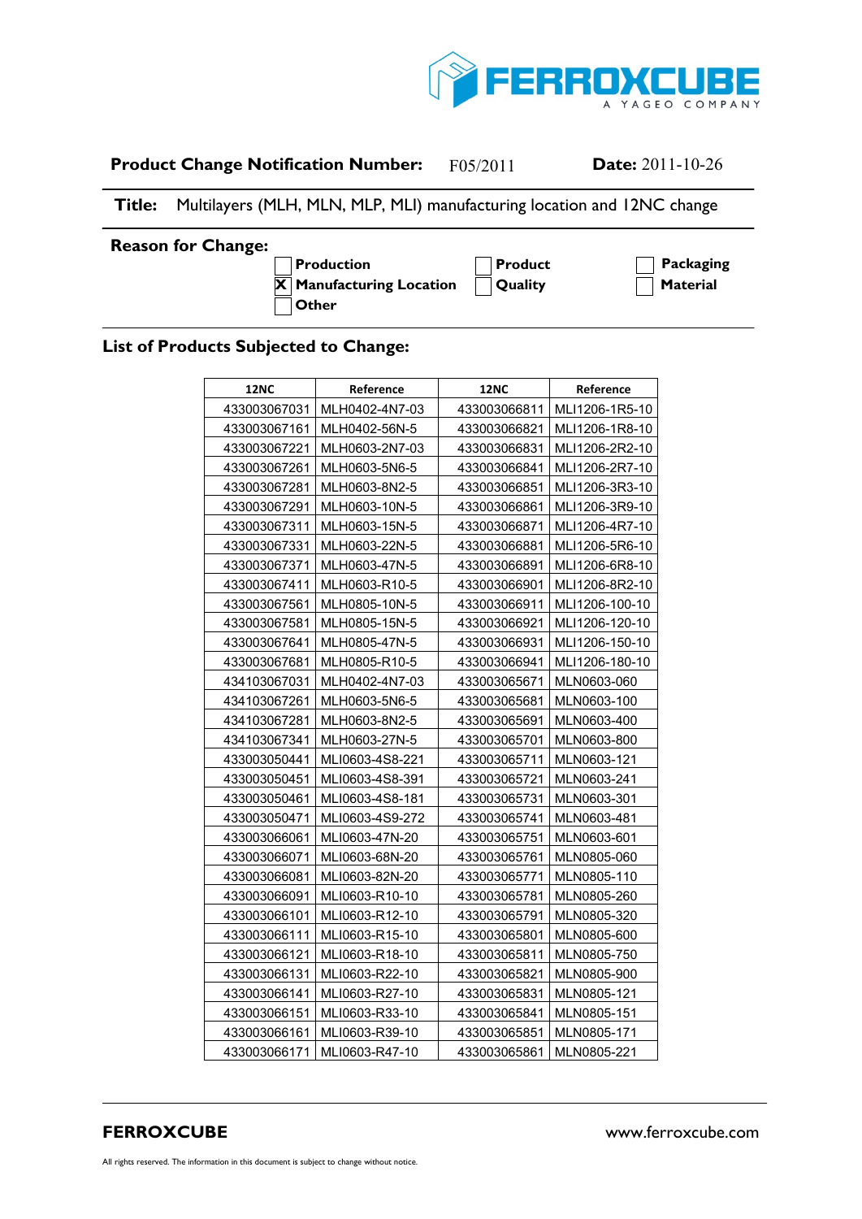**Product Change Notification Number:** F05/2011 **Date:** 2011-10-26

**Title:** Multilayers (MLH, MLN, MLP, MLI) manufacturing location and 12NC change

**Reason for Change:**

- [ ] Production
- [X] Manufacturing Location
- [ ] Other
- [ ] Product
- [ ] Quality
- [ ] Packaging
- [ ] Material

## List of Products Subjected to Change:

| 12NC | Reference | 12NC | Reference |
|---|---|---|---|
| 433003067031 | MLH0402-4N7-03 | 433003066811 | MLI1206-1R5-10 |
| 433003067161 | MLH0402-56N-5 | 433003066821 | MLI1206-1R8-10 |
| 433003067221 | MLH0603-2N7-03 | 433003066831 | MLI1206-2R2-10 |
| 433003067261 | MLH0603-5N6-5 | 433003066841 | MLI1206-2R7-10 |
| 433003067281 | MLH0603-8N2-5 | 433003066851 | MLI1206-3R3-10 |
| 433003067291 | MLH0603-10N-5 | 433003066861 | MLI1206-3R9-10 |
| 433003067311 | MLH0603-15N-5 | 433003066871 | MLI1206-4R7-10 |
| 433003067331 | MLH0603-22N-5 | 433003066881 | MLI1206-5R6-10 |
| 433003067371 | MLH0603-47N-5 | 433003066891 | MLI1206-6R8-10 |
| 433003067411 | MLH0603-R10-5 | 433003066901 | MLI1206-8R2-10 |
| 433003067561 | MLH0805-10N-5 | 433003066911 | MLI1206-100-10 |
| 433003067581 | MLH0805-15N-5 | 433003066921 | MLI1206-120-10 |
| 433003067641 | MLH0805-47N-5 | 433003066931 | MLI1206-150-10 |
| 433003067681 | MLH0805-R10-5 | 433003066941 | MLI1206-180-10 |
| 434103067031 | MLH0402-4N7-03 | 433003065671 | MLN0603-060 |
| 434103067261 | MLH0603-5N6-5 | 433003065681 | MLN0603-100 |
| 434103067281 | MLH0603-8N2-5 | 433003065691 | MLN0603-400 |
| 434103067341 | MLH0603-27N-5 | 433003065701 | MLN0603-800 |
| 433003050441 | MLI0603-4S8-221 | 433003065711 | MLN0603-121 |
| 433003050451 | MLI0603-4S8-391 | 433003065721 | MLN0603-241 |
| 433003050461 | MLI0603-4S8-181 | 433003065731 | MLN0603-301 |
| 433003050471 | MLI0603-4S9-272 | 433003065741 | MLN0603-481 |
| 433003066061 | MLI0603-47N-20 | 433003065751 | MLN0603-601 |
| 433003066071 | MLI0603-68N-20 | 433003065761 | MLN0805-060 |
| 433003066081 | MLI0603-82N-20 | 433003065771 | MLN0805-110 |
| 433003066091 | MLI0603-R10-10 | 433003065781 | MLN0805-260 |
| 433003066101 | MLI0603-R12-10 | 433003065791 | MLN0805-320 |
| 433003066111 | MLI0603-R15-10 | 433003065801 | MLN0805-600 |
| 433003066121 | MLI0603-R18-10 | 433003065811 | MLN0805-750 |
| 433003066131 | MLI0603-R22-10 | 433003065821 | MLN0805-900 |
| 433003066141 | MLI0603-R27-10 | 433003065831 | MLN0805-121 |
| 433003066151 | MLI0603-R33-10 | 433003065841 | MLN0805-151 |
| 433003066161 | MLI0603-R39-10 | 433003065851 | MLN0805-171 |
| 433003066171 | MLI0603-R47-10 | 433003065861 | MLN0805-221 |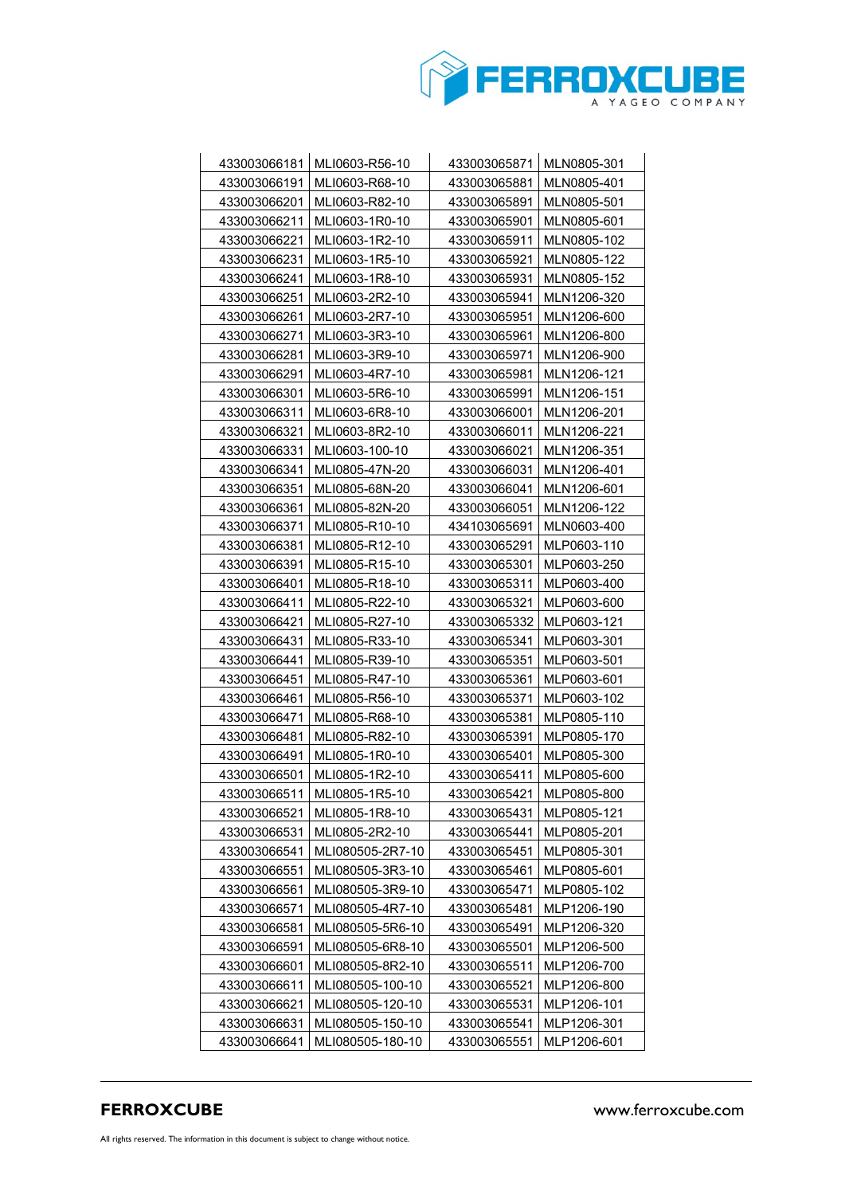| | | | |
|---|---|---|---|
| 433003066181 | MLI0603-R56-10 | 433003065871 | MLN0805-301 |
| 433003066191 | MLI0603-R68-10 | 433003065881 | MLN0805-401 |
| 433003066201 | MLI0603-R82-10 | 433003065891 | MLN0805-501 |
| 433003066211 | MLI0603-1R0-10 | 433003065901 | MLN0805-601 |
| 433003066221 | MLI0603-1R2-10 | 433003065911 | MLN0805-102 |
| 433003066231 | MLI0603-1R5-10 | 433003065921 | MLN0805-122 |
| 433003066241 | MLI0603-1R8-10 | 433003065931 | MLN0805-152 |
| 433003066251 | MLI0603-2R2-10 | 433003065941 | MLN1206-320 |
| 433003066261 | MLI0603-2R7-10 | 433003065951 | MLN1206-600 |
| 433003066271 | MLI0603-3R3-10 | 433003065961 | MLN1206-800 |
| 433003066281 | MLI0603-3R9-10 | 433003065971 | MLN1206-900 |
| 433003066291 | MLI0603-4R7-10 | 433003065981 | MLN1206-121 |
| 433003066301 | MLI0603-5R6-10 | 433003065991 | MLN1206-151 |
| 433003066311 | MLI0603-6R8-10 | 433003066001 | MLN1206-201 |
| 433003066321 | MLI0603-8R2-10 | 433003066011 | MLN1206-221 |
| 433003066331 | MLI0603-100-10 | 433003066021 | MLN1206-351 |
| 433003066341 | MLI0805-47N-20 | 433003066031 | MLN1206-401 |
| 433003066351 | MLI0805-68N-20 | 433003066041 | MLN1206-601 |
| 433003066361 | MLI0805-82N-20 | 433003066051 | MLN1206-122 |
| 433003066371 | MLI0805-R10-10 | 434103065691 | MLN0603-400 |
| 433003066381 | MLI0805-R12-10 | 433003065291 | MLP0603-110 |
| 433003066391 | MLI0805-R15-10 | 433003065301 | MLP0603-250 |
| 433003066401 | MLI0805-R18-10 | 433003065311 | MLP0603-400 |
| 433003066411 | MLI0805-R22-10 | 433003065321 | MLP0603-600 |
| 433003066421 | MLI0805-R27-10 | 433003065332 | MLP0603-121 |
| 433003066431 | MLI0805-R33-10 | 433003065341 | MLP0603-301 |
| 433003066441 | MLI0805-R39-10 | 433003065351 | MLP0603-501 |
| 433003066451 | MLI0805-R47-10 | 433003065361 | MLP0603-601 |
| 433003066461 | MLI0805-R56-10 | 433003065371 | MLP0603-102 |
| 433003066471 | MLI0805-R68-10 | 433003065381 | MLP0805-110 |
| 433003066481 | MLI0805-R82-10 | 433003065391 | MLP0805-170 |
| 433003066491 | MLI0805-1R0-10 | 433003065401 | MLP0805-300 |
| 433003066501 | MLI0805-1R2-10 | 433003065411 | MLP0805-600 |
| 433003066511 | MLI0805-1R5-10 | 433003065421 | MLP0805-800 |
| 433003066521 | MLI0805-1R8-10 | 433003065431 | MLP0805-121 |
| 433003066531 | MLI0805-2R2-10 | 433003065441 | MLP0805-201 |
| 433003066541 | MLI080505-2R7-10 | 433003065451 | MLP0805-301 |
| 433003066551 | MLI080505-3R3-10 | 433003065461 | MLP0805-601 |
| 433003066561 | MLI080505-3R9-10 | 433003065471 | MLP0805-102 |
| 433003066571 | MLI080505-4R7-10 | 433003065481 | MLP1206-190 |
| 433003066581 | MLI080505-5R6-10 | 433003065491 | MLP1206-320 |
| 433003066591 | MLI080505-6R8-10 | 433003065501 | MLP1206-500 |
| 433003066601 | MLI080505-8R2-10 | 433003065511 | MLP1206-700 |
| 433003066611 | MLI080505-100-10 | 433003065521 | MLP1206-800 |
| 433003066621 | MLI080505-120-10 | 433003065531 | MLP1206-101 |
| 433003066631 | MLI080505-150-10 | 433003065541 | MLP1206-301 |
| 433003066641 | MLI080505-180-10 | 433003065551 | MLP1206-601 |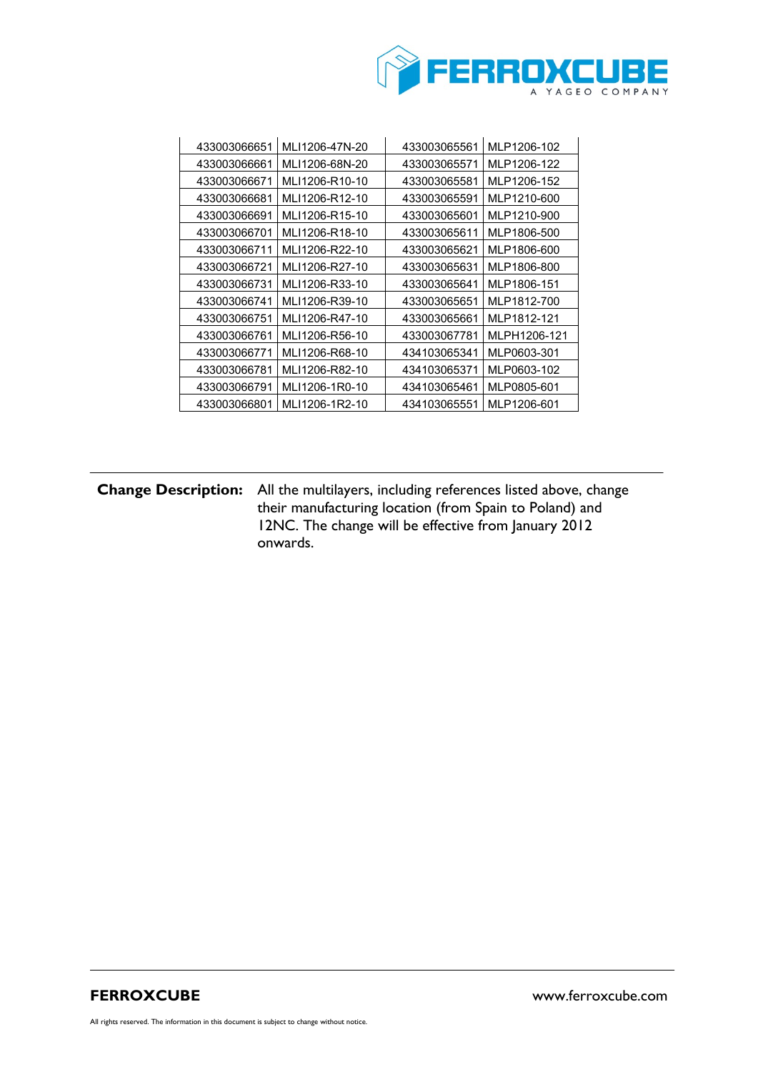| | | | |
|---|---|---|---|
| 433003066651 | MLI1206-47N-20 | 433003065561 | MLP1206-102 |
| 433003066661 | MLI1206-68N-20 | 433003065571 | MLP1206-122 |
| 433003066671 | MLI1206-R10-10 | 433003065581 | MLP1206-152 |
| 433003066681 | MLI1206-R12-10 | 433003065591 | MLP1210-600 |
| 433003066691 | MLI1206-R15-10 | 433003065601 | MLP1210-900 |
| 433003066701 | MLI1206-R18-10 | 433003065611 | MLP1806-500 |
| 433003066711 | MLI1206-R22-10 | 433003065621 | MLP1806-600 |
| 433003066721 | MLI1206-R27-10 | 433003065631 | MLP1806-800 |
| 433003066731 | MLI1206-R33-10 | 433003065641 | MLP1806-151 |
| 433003066741 | MLI1206-R39-10 | 433003065651 | MLP1812-700 |
| 433003066751 | MLI1206-R47-10 | 433003065661 | MLP1812-121 |
| 433003066761 | MLI1206-R56-10 | 433003067781 | MLPH1206-121 |
| 433003066771 | MLI1206-R68-10 | 434103065341 | MLP0603-301 |
| 433003066781 | MLI1206-R82-10 | 434103065371 | MLP0603-102 |
| 433003066791 | MLI1206-1R0-10 | 434103065461 | MLP0805-601 |
| 433003066801 | MLI1206-1R2-10 | 434103065551 | MLP1206-601 |

**Change Description:** All the multilayers, including references listed above, change their manufacturing location (from Spain to Poland) and 12NC. The change will be effective from January 2012 onwards.